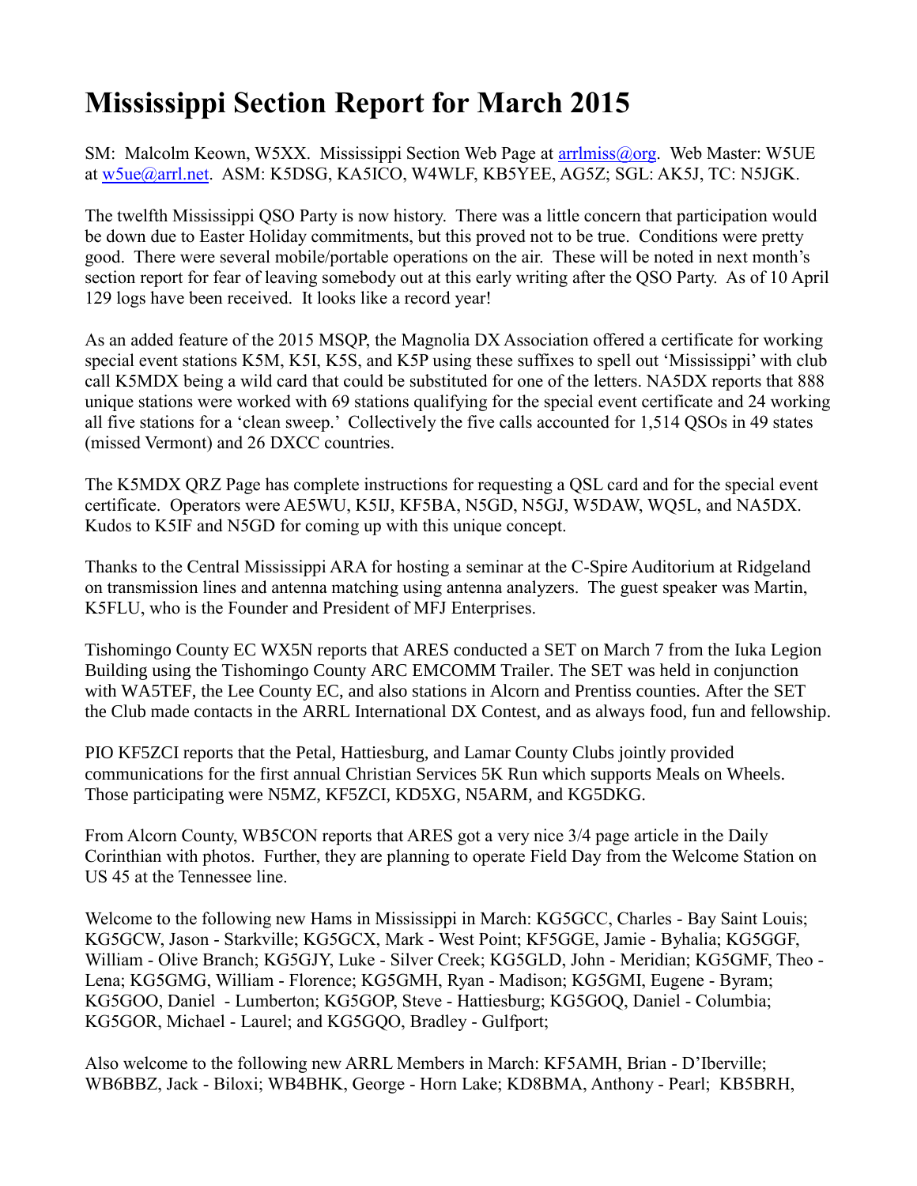# Mississippi Section Report for March 2015

SM: Malcolm Keown, W5XX. Mississippi Section Web Page at arrlmiss@org. Web Master: W5UE at w5ue@arrl.net. ASM: K5DSG, KA5ICO, W4WLF, KB5YEE, AG5Z; SGL: AK5J, TC: N5JGK.

The twelfth Mississippi QSO Party is now history. There was a little concern that participation would be down due to Easter Holiday commitments, but this proved not to be true. Conditions were pretty good. There were several mobile/portable operations on the air. These will be noted in next month's section report for fear of leaving somebody out at this early writing after the QSO Party. As of 10 April 129 logs have been received. It looks like a record year!

As an added feature of the 2015 MSQP, the Magnolia DX Association offered a certificate for working special event stations K5M, K5I, K5S, and K5P using these suffixes to spell out 'Mississippi' with club call K5MDX being a wild card that could be substituted for one of the letters. NA5DX reports that 888 unique stations were worked with 69 stations qualifying for the special event certificate and 24 working all five stations for a 'clean sweep.' Collectively the five calls accounted for 1,514 QSOs in 49 states (missed Vermont) and 26 DXCC countries.

The K5MDX QRZ Page has complete instructions for requesting a QSL card and for the special event certificate. Operators were AE5WU, K5IJ, KF5BA, N5GD, N5GJ, W5DAW, WQ5L, and NA5DX. Kudos to K5IF and N5GD for coming up with this unique concept.

Thanks to the Central Mississippi ARA for hosting a seminar at the C-Spire Auditorium at Ridgeland on transmission lines and antenna matching using antenna analyzers. The guest speaker was Martin, K5FLU, who is the Founder and President of MFJ Enterprises.

Tishomingo County EC WX5N reports that ARES conducted a SET on March 7 from the Iuka Legion Building using the Tishomingo County ARC EMCOMM Trailer. The SET was held in conjunction with WA5TEF, the Lee County EC, and also stations in Alcorn and Prentiss counties. After the SET the Club made contacts in the ARRL International DX Contest, and as always food, fun and fellowship.

PIO KF5ZCI reports that the Petal, Hattiesburg, and Lamar County Clubs jointly provided communications for the first annual Christian Services 5K Run which supports Meals on Wheels. Those participating were N5MZ, KF5ZCI, KD5XG, N5ARM, and KG5DKG.

From Alcorn County, WB5CON reports that ARES got a very nice 3/4 page article in the Daily Corinthian with photos. Further, they are planning to operate Field Day from the Welcome Station on US 45 at the Tennessee line.

Welcome to the following new Hams in Mississippi in March: KG5GCC, Charles - Bay Saint Louis; KG5GCW, Jason - Starkville; KG5GCX, Mark - West Point; KF5GGE, Jamie - Byhalia; KG5GGF, William - Olive Branch; KG5GJY, Luke - Silver Creek; KG5GLD, John - Meridian; KG5GMF, Theo - Lena; KG5GMG, William - Florence; KG5GMH, Ryan - Madison; KG5GMI, Eugene - Byram; KG5GOO, Daniel - Lumberton; KG5GOP, Steve - Hattiesburg; KG5GOQ, Daniel - Columbia; KG5GOR, Michael - Laurel; and KG5GQO, Bradley - Gulfport;

Also welcome to the following new ARRL Members in March: KF5AMH, Brian - D'Iberville; WB6BBZ, Jack - Biloxi; WB4BHK, George - Horn Lake; KD8BMA, Anthony - Pearl; KB5BRH,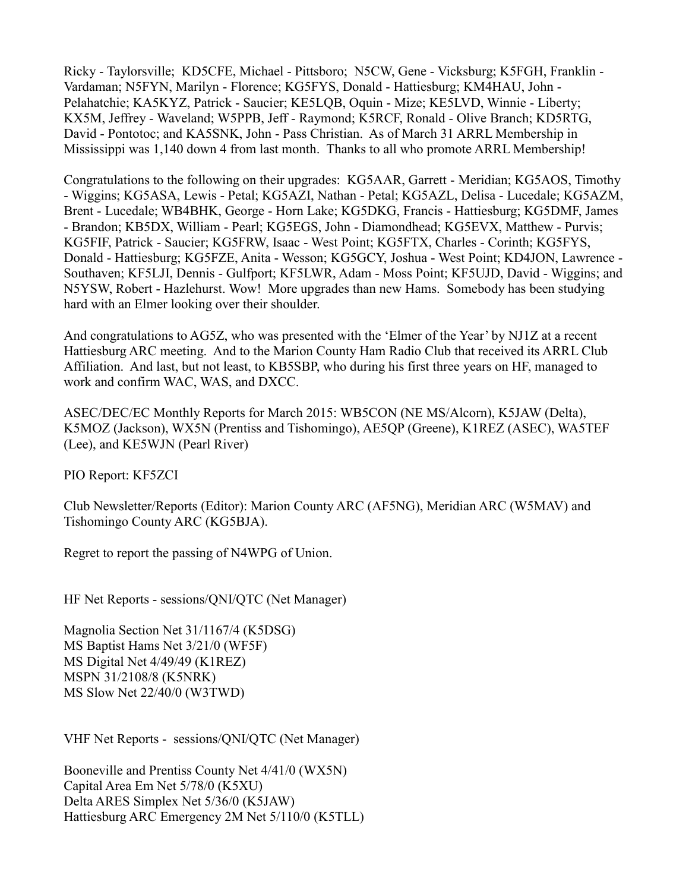Ricky - Taylorsville; KD5CFE, Michael - Pittsboro; N5CW, Gene - Vicksburg; K5FGH, Franklin - Vardaman; N5FYN, Marilyn - Florence; KG5FYS, Donald - Hattiesburg; KM4HAU, John - Pelahatchie; KA5KYZ, Patrick - Saucier; KE5LQB, Oquin - Mize; KE5LVD, Winnie - Liberty; KX5M, Jeffrey - Waveland; W5PPB, Jeff - Raymond; K5RCF, Ronald - Olive Branch; KD5RTG, David - Pontotoc; and KA5SNK, John - Pass Christian. As of March 31 ARRL Membership in Mississippi was 1,140 down 4 from last month. Thanks to all who promote ARRL Membership!

Congratulations to the following on their upgrades: KG5AAR, Garrett - Meridian; KG5AOS, Timothy - Wiggins; KG5ASA, Lewis - Petal; KG5AZI, Nathan - Petal; KG5AZL, Delisa - Lucedale; KG5AZM, Brent - Lucedale; WB4BHK, George - Horn Lake; KG5DKG, Francis - Hattiesburg; KG5DMF, James - Brandon; KB5DX, William - Pearl; KG5EGS, John - Diamondhead; KG5EVX, Matthew - Purvis; KG5FIF, Patrick - Saucier; KG5FRW, Isaac - West Point; KG5FTX, Charles - Corinth; KG5FYS, Donald - Hattiesburg; KG5FZE, Anita - Wesson; KG5GCY, Joshua - West Point; KD4JON, Lawrence - Southaven; KF5LJI, Dennis - Gulfport; KF5LWR, Adam - Moss Point; KF5UJD, David - Wiggins; and N5YSW, Robert - Hazlehurst. Wow! More upgrades than new Hams. Somebody has been studying hard with an Elmer looking over their shoulder.

And congratulations to AG5Z, who was presented with the 'Elmer of the Year' by NJ1Z at a recent Hattiesburg ARC meeting. And to the Marion County Ham Radio Club that received its ARRL Club Affiliation. And last, but not least, to KB5SBP, who during his first three years on HF, managed to work and confirm WAC, WAS, and DXCC.

ASEC/DEC/EC Monthly Reports for March 2015: WB5CON (NE MS/Alcorn), K5JAW (Delta), K5MOZ (Jackson), WX5N (Prentiss and Tishomingo), AE5QP (Greene), K1REZ (ASEC), WA5TEF (Lee), and KE5WJN (Pearl River)

PIO Report: KF5ZCI

Club Newsletter/Reports (Editor): Marion County ARC (AF5NG), Meridian ARC (W5MAV) and Tishomingo County ARC (KG5BJA).

Regret to report the passing of N4WPG of Union.

HF Net Reports - sessions/QNI/QTC (Net Manager)

Magnolia Section Net 31/1167/4 (K5DSG)
MS Baptist Hams Net 3/21/0 (WF5F)
MS Digital Net 4/49/49 (K1REZ)
MSPN 31/2108/8 (K5NRK)
MS Slow Net 22/40/0 (W3TWD)

VHF Net Reports - sessions/QNI/QTC (Net Manager)

Booneville and Prentiss County Net 4/41/0 (WX5N)
Capital Area Em Net 5/78/0 (K5XU)
Delta ARES Simplex Net 5/36/0 (K5JAW)
Hattiesburg ARC Emergency 2M Net 5/110/0 (K5TLL)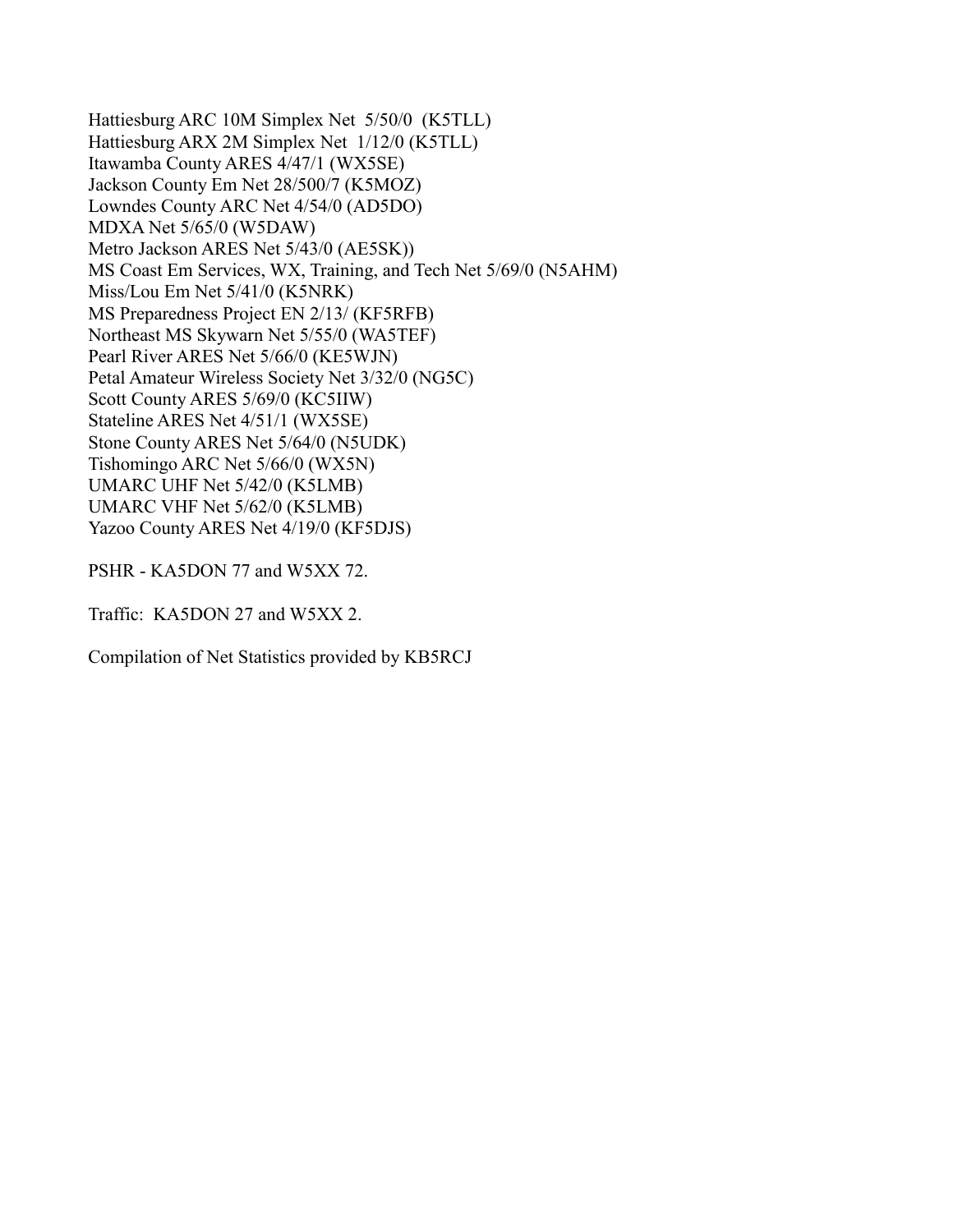Hattiesburg ARC 10M Simplex Net  5/50/0  (K5TLL)
Hattiesburg ARX 2M Simplex Net  1/12/0 (K5TLL)
Itawamba County ARES 4/47/1 (WX5SE)
Jackson County Em Net 28/500/7 (K5MOZ)
Lowndes County ARC Net 4/54/0 (AD5DO)
MDXA Net 5/65/0 (W5DAW)
Metro Jackson ARES Net 5/43/0 (AE5SK))
MS Coast Em Services, WX, Training, and Tech Net 5/69/0 (N5AHM)
Miss/Lou Em Net 5/41/0 (K5NRK)
MS Preparedness Project EN 2/13/ (KF5RFB)
Northeast MS Skywarn Net 5/55/0 (WA5TEF)
Pearl River ARES Net 5/66/0 (KE5WJN)
Petal Amateur Wireless Society Net 3/32/0 (NG5C)
Scott County ARES 5/69/0 (KC5IIW)
Stateline ARES Net 4/51/1 (WX5SE)
Stone County ARES Net 5/64/0 (N5UDK)
Tishomingo ARC Net 5/66/0 (WX5N)
UMARC UHF Net 5/42/0 (K5LMB)
UMARC VHF Net 5/62/0 (K5LMB)
Yazoo County ARES Net 4/19/0 (KF5DJS)

PSHR - KA5DON 77 and W5XX 72.

Traffic:  KA5DON 27 and W5XX 2.

Compilation of Net Statistics provided by KB5RCJ